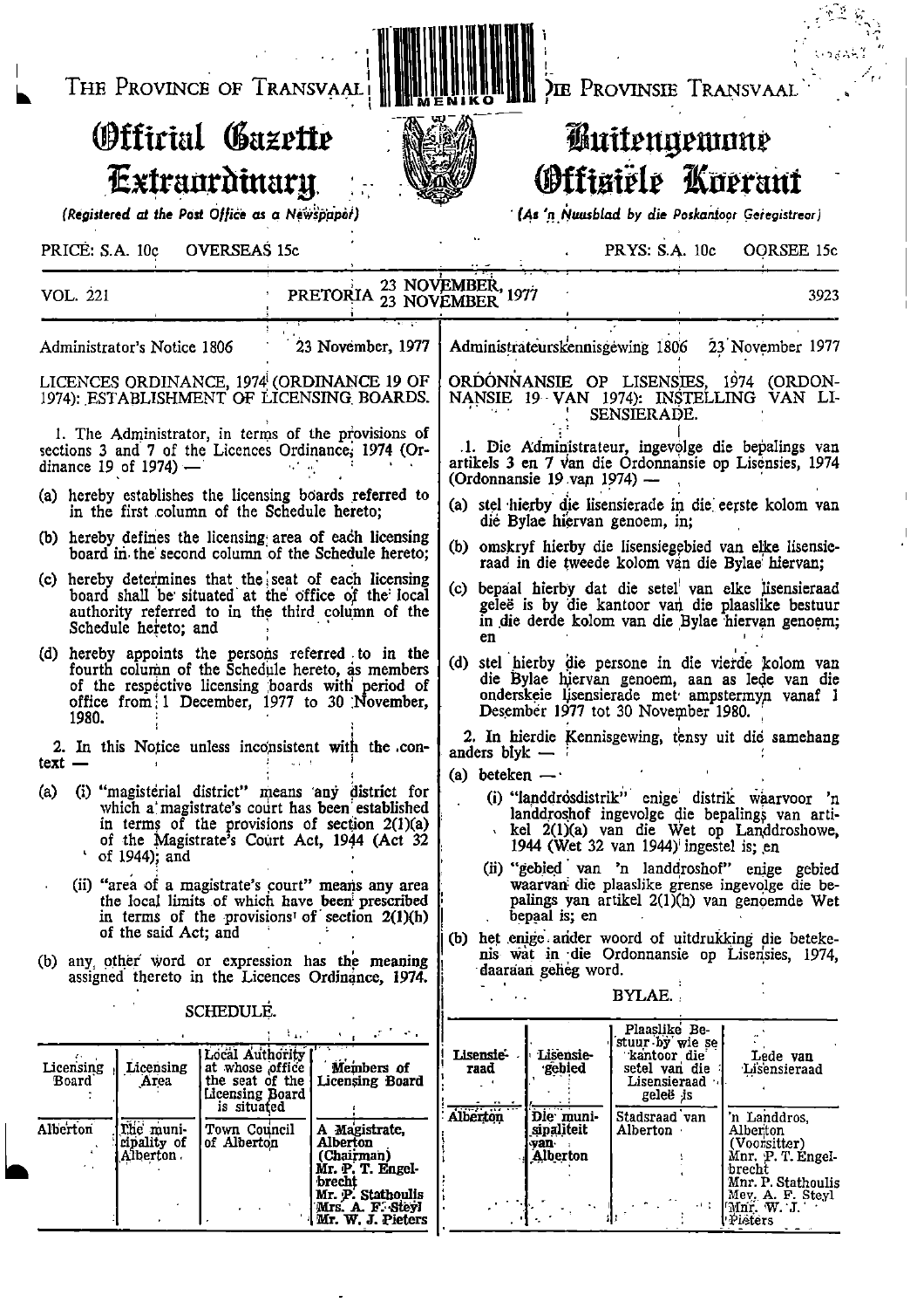THE PROVINCE OF TRANSVAAL

# Official Gazette Extraordinary

*(Registered at the Post Office as a Newspaper)*

PRICE: S.A. 10c OVERSEAS 15c

DIE PROVINSIE TRANSVAAL

# Buitengewone Offisiële Koerant

*(As 'n Nuusblad by die Poskantoor Geregistreer)*

PRYS: S.A. 10c OORSEE 15c

VOL. 221 PRETORIA 23 NOVEMBER, 23 NOVEMBER 1977 3923

Administrator's Notice 1806 23 November, 1977

LICENCES ORDINANCE, 1974 (ORDINANCE 19 OF 1974): ESTABLISHMENT OF LICENSING BOARDS.

1. The Administrator, in terms of the provisions of sections 3 and 7 of the Licences Ordinance, 1974 (Ordinance 19 of 1974) —

(a) hereby establishes the licensing boards referred to in the first column of the Schedule hereto;

(b) hereby defines the licensing area of each licensing board in the second column of the Schedule hereto;

(c) hereby determines that the seat of each licensing board shall be situated at the office of the local authority referred to in the third column of the Schedule hereto; and

(d) hereby appoints the persons referred to in the fourth column of the Schedule hereto, as members of the respective licensing boards with period of office from 1 December, 1977 to 30 November, 1980.

2. In this Notice unless inconsistent with the context —

(a) (i) "magisterial district" means any district for which a magistrate's court has been established in terms of the provisions of section 2(1)(a) of the Magistrate's Court Act, 1944 (Act 32 of 1944); and

(ii) "area of a magistrate's court" means any area the local limits of which have been prescribed in terms of the provisions of section 2(1)(h) of the said Act; and

(b) any other word or expression has the meaning assigned thereto in the Licences Ordinance, 1974.

SCHEDULE.

| Licensing Board | Licensing Area | Local Authority at whose office the seat of the Licensing Board is situated | Members of Licensing Board |
|---|---|---|---|
| Alberton | The municipality of Alberton. | Town Council of Alberton | A Magistrate, Alberton (Chairman)<br>Mr. P. T. Engelbrecht<br>Mr. P. Stathoulis<br>Mrs. A. F. Steyl<br>Mr. W. J. Pieters |

Administrateurskennisgewing 1806 23 November 1977

ORDONNANSIE OP LISENSIES, 1974 (ORDONNANSIE 19 VAN 1974): INSTELLING VAN LISENSIERADE.

1. Die Administrateur, ingevolge die bepalings van artikels 3 en 7 van die Ordonnansie op Lisensies, 1974 (Ordonnansie 19 van 1974) —

(a) stel hierby die lisensierade in die eerste kolom van die Bylae hiervan genoem, in;

(b) omskryf hierby die lisensiegebied van elke lisensieraad in die tweede kolom van die Bylae hiervan;

(c) bepaal hierby dat die setel van elke lisensieraad geleë is by die kantoor van die plaaslike bestuur in die derde kolom van die Bylae hiervan genoem; en

(d) stel hierby die persone in die vierde kolom van die Bylae hiervan genoem, aan as lede van die onderskeie lisensierade met ampstermyn vanaf 1 Desember 1977 tot 30 November 1980.

2. In hierdie Kennisgewing, tensy uit die samehang anders blyk —

(a) beteken —

(i) "landdrosdistrik" enige distrik waarvoor 'n landdroshof ingevolge die bepalings van artikel 2(1)(a) van die Wet op Landdroshowe, 1944 (Wet 32 van 1944) ingestel is; en

(ii) "gebied van 'n landdroshof" enige gebied waarvan die plaaslike grense ingevolge die bepalings van artikel 2(1)(h) van genoemde Wet bepaal is; en

(b) het enige ander woord of uitdrukking die betekenis wat in die Ordonnansie op Lisensies, 1974, daaraan geheg word.

BYLAE.

| Lisensieraad | Lisensiegebied | Plaaslike Bestuur by wie se kantoor die setel van die Lisensieraad geleë is | Lede van Lisensieraad |
|---|---|---|---|
| Alberton | Die munisipaliteit van Alberton | Stadsraad van Alberton | 'n Landdros, Alberton (Voorsitter)<br>Mnr. P. T. Engelbrecht<br>Mnr. P. Stathoulis<br>Mev. A. F. Steyl<br>Mnr. W. J. Pieters |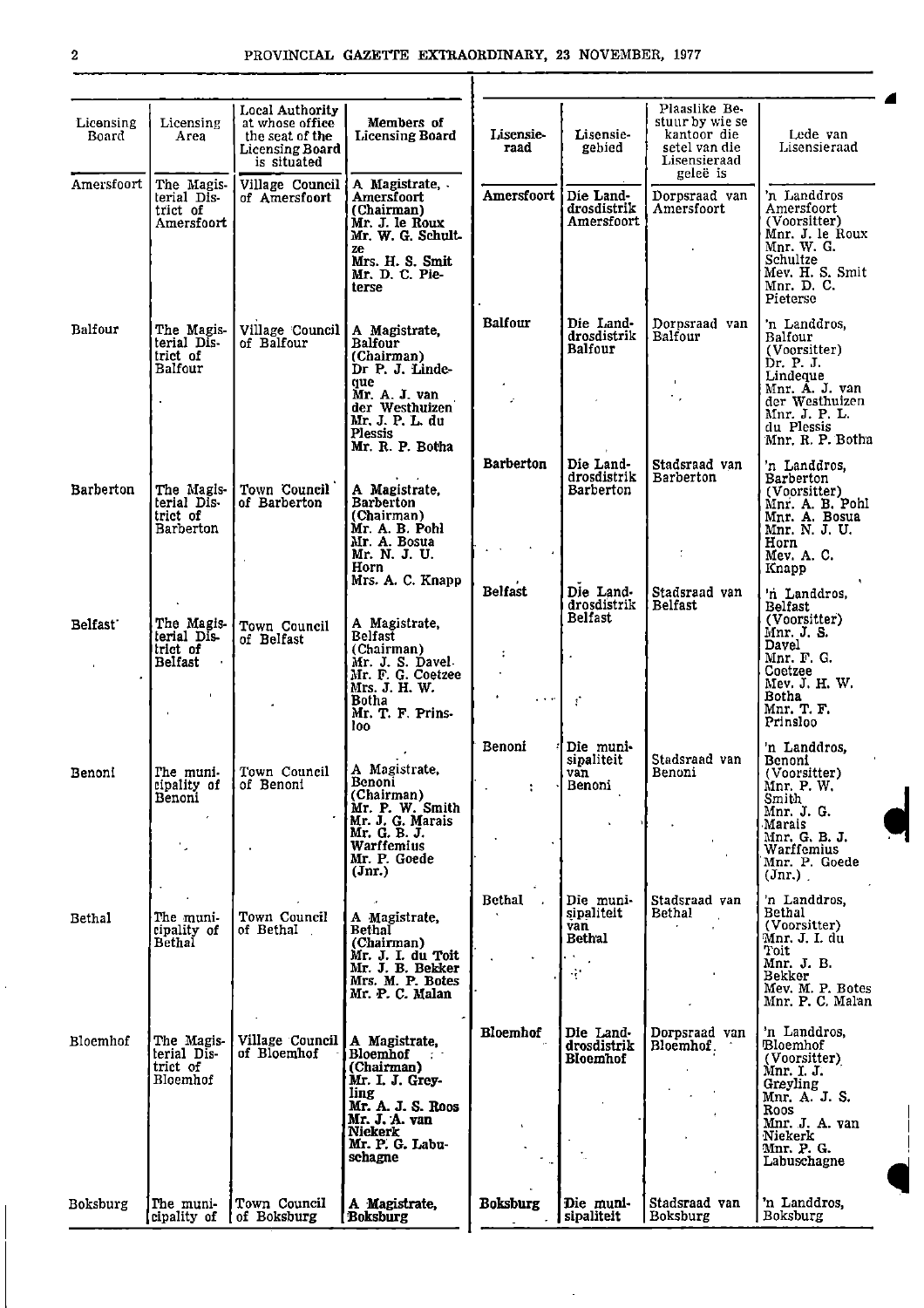| Licensing Board | Licensing Area | Local Authority at whose office the seat of the Licensing Board is situated | Members of Licensing Board |
|---|---|---|---|
| Amersfoort | The Magisterial District of Amersfoort | Village Council of Amersfoort | A Magistrate, Amersfoort (Chairman) Mr. J. le Roux Mr. W. G. Schultze Mrs. H. S. Smit Mr. D. C. Pieterse |
| Balfour | The Magisterial District of Balfour | Village Council of Balfour | A Magistrate, Balfour (Chairman) Dr P. J. Lindeque Mr. A. J. van der Westhuizen Mr. J. P. L. du Plessis Mr. R. P. Botha |
| Barberton | The Magisterial District of Barberton | Town Council of Barberton | A Magistrate, Barberton (Chairman) Mr. A. B. Pohl Mr. A. Bosua Mr. N. J. U. Horn Mrs. A. C. Knapp |
| Belfast | The Magisterial District of Belfast | Town Council of Belfast | A Magistrate, Belfast (Chairman) Mr. J. S. Davel Mr. F. G. Coetzee Mrs. J. H. W. Botha Mr. T. F. Prinsloo |
| Benoni | The municipality of Benoni | Town Council of Benoni | A Magistrate, Benoni (Chairman) Mr. P. W. Smith Mr. J. G. Marais Mr. G. B. J. Warffemius Mr. P. Goede (Jnr.) |
| Bethal | The municipality of Bethal | Town Council of Bethal | A Magistrate, Bethal (Chairman) Mr. J. I. du Toit Mr. J. B. Bekker Mrs. M. P. Botes Mr. P. C. Malan |
| Bloemhof | The Magisterial District of Bloemhof | Village Council of Bloemhof | A Magistrate, Bloemhof (Chairman) Mr. I. J. Greyling Mr. A. J. S. Roos Mr. J. A. van Niekerk Mr. P. G. Labuschagne |
| Boksburg | The municipality of | Town Council of Boksburg | A Magistrate, Boksburg |

| Lisensieraad | Lisensiegebied | Plaaslike Bestuur by wie se kantoor die setel van die Lisensieraad geleë is | Lede van Lisensieraad |
|---|---|---|---|
| Amersfoort | Die Landdrosdistrik Amersfoort | Dorpsraad van Amersfoort | 'n Landdros Amersfoort (Voorsitter) Mnr. J. le Roux Mnr. W. G. Schultze Mev. H. S. Smit Mnr. D. C. Pieterse |
| Balfour | Die Landdrosdistrik Balfour | Dorpsraad van Balfour | 'n Landdros, Balfour (Voorsitter) Dr. P. J. Lindeque Mnr. A. J. van der Westhuizen Mnr. J. P. L. du Plessis Mnr. R. P. Botha |
| Barberton | Die Landdrosdistrik Barberton | Stadsraad van Barberton | 'n Landdros, Barberton (Voorsitter) Mnr. A. B. Pohl Mnr. A. Bosua Mnr. N. J. U. Horn Mev. A. C. Knapp |
| Belfast | Die Landdrosdistrik Belfast | Stadsraad van Belfast | 'n Landdros, Belfast (Voorsitter) Mnr. J. S. Davel Mnr. F. G. Coetzee Mev. J. H. W. Botha Mnr. T. F. Prinsloo |
| Benoni | Die munisipaliteit van Benoni | Stadsraad van Benoni | 'n Landdros, Benoni (Voorsitter) Mnr. P. W. Smith Mnr. J. G. Marais Mnr. G. B. J. Warffemius Mnr. P. Goede (Jnr.) |
| Bethal | Die munisipaliteit van Bethal | Stadsraad van Bethal | 'n Landdros, Bethal (Voorsitter) Mnr. J. I. du Toit Mnr. J. B. Bekker Mev. M. P. Botes Mnr. P. C. Malan |
| Bloemhof | Die Landdrosdistrik Bloemhof | Dorpsraad van Bloemhof | 'n Landdros, Bloemhof (Voorsitter) Mnr. I. J. Greyling Mnr. A. J. S. Roos Mnr. J. A. van Niekerk Mnr. P. G. Labuschagne |
| Boksburg | Die munisipaliteit | Stadsraad van Boksburg | 'n Landdros, Boksburg |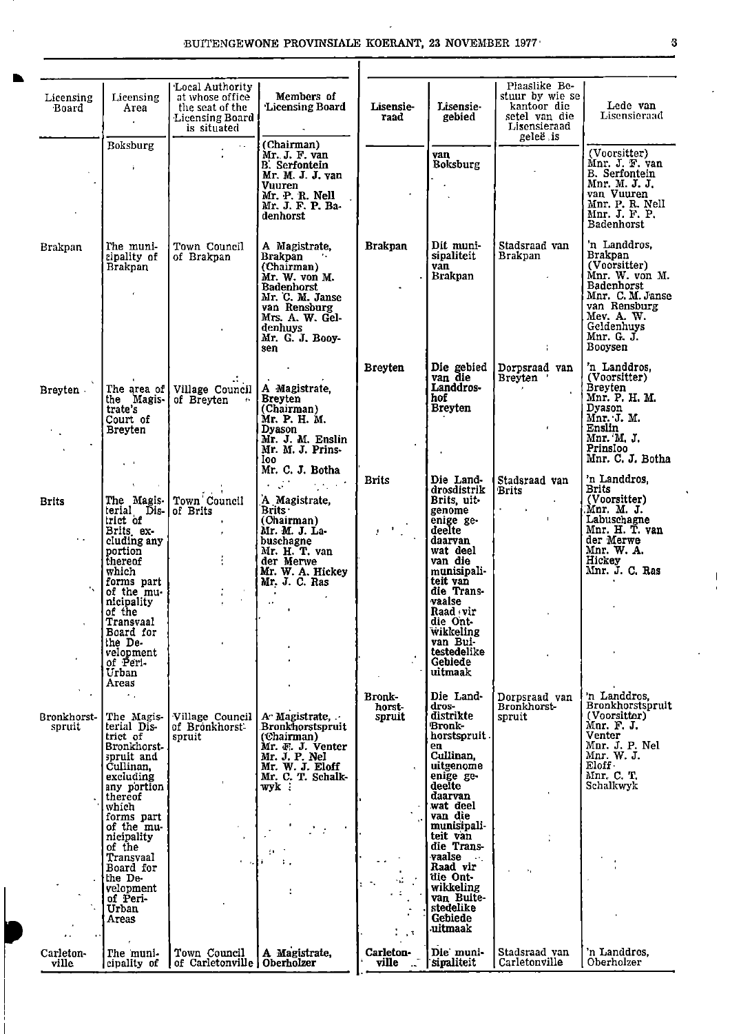| Licensing Board | Licensing Area | Local Authority at whose office the seat of the Licensing Board is situated | Members of Licensing Board | Lisensieraad | Lisensiegebied | Plaaslike Bestuur by wie se kantoor die setel van die Lisensieraad geleë is | Lede van Lisensieraad |
|---|---|---|---|---|---|---|---|
| | Boksburg | | (Chairman) Mr. J. F. van B. Serfontein Mr. M. J. J. van Vuuren Mr. P. R. Nell Mr. J. F. P. Badenhorst | | van Boksburg | | (Voorsitter) Mnr. J. F. van B. Serfontein Mnr. M. J. J. van Vuuren Mnr. P. R. Nell Mnr. J. F. P. Badenhorst |
| Brakpan | The municipality of Brakpan | Town Council of Brakpan | A Magistrate, Brakpan (Chairman) Mr. W. von M. Badenhorst Mr. C. M. Janse van Rensburg Mrs. A. W. Geldenhuys Mr. G. J. Booysen | Brakpan | Dit munisipaliteit van Brakpan | Stadsraad van Brakpan | 'n Landdros, Brakpan (Voorsitter) Mnr. W. von M. Badenhorst Mnr. C. M. Janse van Rensburg Mev. A. W. Geldenhuys Mnr. G. J. Booysen |
| Breyten | The area of the Magistrate's Court of Breyten | Village Council of Breyten | A Magistrate, Breyten (Chairman) Mr. P. H. M. Dyason Mr. J. M. Enslin Mr. M. J. Prinsloo Mr. C. J. Botha | Breyten | Die gebied van die Landdroshof Breyten | Dorpsraad van Breyten | 'n Landdros, (Voorsitter) Breyten Mnr. P. H. M. Dyason Mnr. J. M. Enslin Mnr. M. J. Prinsloo Mnr. C. J. Botha |
| Brits | The Magisterial District of Brits, excluding any portion thereof which forms part of the municipality of the Transvaal Board for the Development of Peri-Urban Areas | Town Council of Brits | A Magistrate, Brits (Chairman) Mr. M. J. Labuschagne Mr. H. T. van der Merwe Mr. W. A. Hickey Mr. J. C. Ras | Brits | Die Landdrosdistrik Brits, uitgenome enige gedeelte daarvan wat deel van die munisipaliteit van die Transvaalse Raad vir die Ontwikkeling van Buitestedelike Gebiede uitmaak | Stadsraad van Brits | 'n Landdros, Brits (Voorsitter) Mnr. M. J. Labuschagne Mnr. H. T. van der Merwe Mnr. W. A. Hickey Mnr. J. C. Ras |
| Bronkhorstspruit | The Magisterial District of Bronkhorstspruit and Cullinan, excluding any portion thereof which forms part of the municipality of the Transvaal Board for the Development of Peri-Urban Areas | Village Council of Bronkhorstspruit | A Magistrate, Bronkhorstspruit (Chairman) Mr. F. J. Venter Mr. J. P. Nel Mr. W. J. Eloff Mr. C. T. Schalkwyk | Bronkhorstspruit | Die Landdrosdistrikte Bronkhorstspruit en Cullinan, uitgenome enige gedeelte daarvan wat deel van die munisipaliteit van die Transvaalse Raad vir die Ontwikkeling van Buitestedelike Gebiede uitmaak | Dorpsraad van Bronkhorstspruit | 'n Landdros, Bronkhorstspruit (Voorsitter) Mnr. F. J. Venter Mnr. J. P. Nel Mnr. W. J. Eloff Mnr. C. T. Schalkwyk |
| Carletonville | The municipality of | Town Council of Carletonville | A Magistrate, Oberholzer | Carletonville | Die munisipaliteit | Stadsraad van Carletonville | 'n Landdros, Oberholzer |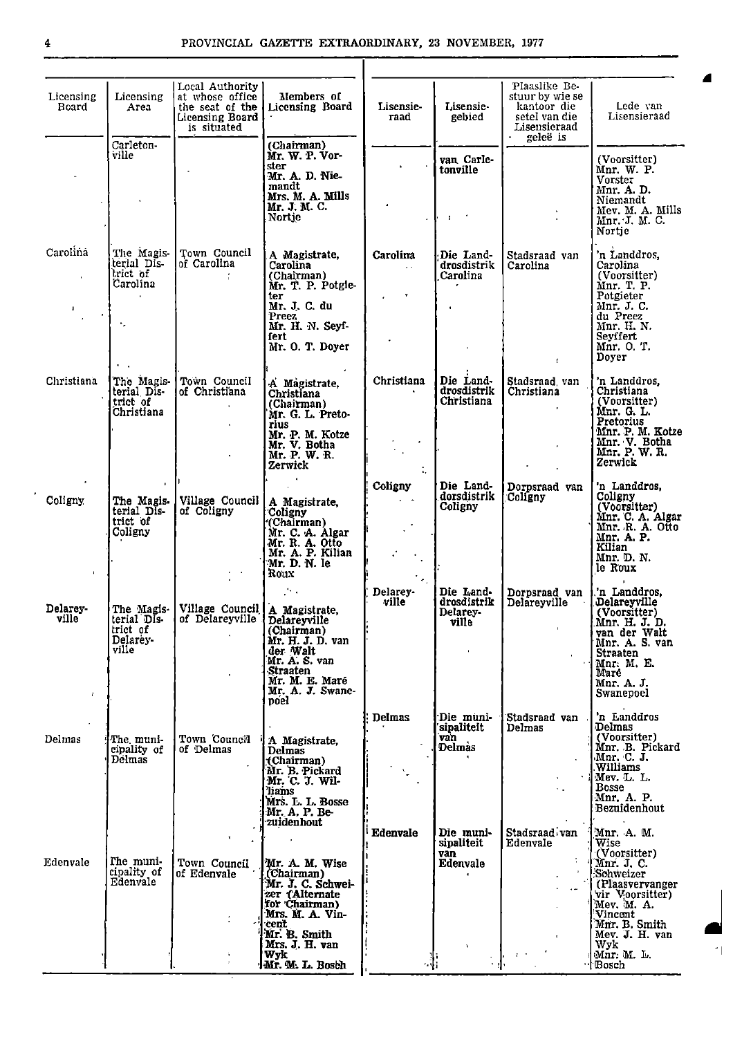| Licensing Board | Licensing Area | Local Authority at whose office the seat of the Licensing Board is situated | Members of Licensing Board |
|---|---|---|---|
| | Carletonville | | (Chairman) Mr. W. P. Vorster Mr. A. D. Niemandt Mrs. M. A. Mills Mr. J. M. C. Nortje |
| Carolina | The Magisterial District of Carolina | Town Council of Carolina | A Magistrate, Carolina (Chairman) Mr. T. P. Potgieter Mr. J. C. du Preez Mr. H. N. Seyffert Mr. O. T. Doyer |
| Christiana | The Magisterial District of Christiana | Town Council of Christiana | A Magistrate, Christiana (Chairman) Mr. G. L. Pretorius Mr. P. M. Kotze Mr. V. Botha Mr. P. W. R. Zerwick |
| Coligny | The Magisterial District of Coligny | Village Council of Coligny | A Magistrate, Coligny (Chairman) Mr. C. A. Algar Mr. R. A. Otto Mr. A. P. Kilian Mr. D. N. le Roux |
| Delareyville | The Magisterial District of Delareyville | Village Council of Delareyville | A Magistrate, Delareyville (Chairman) Mr. H. J. D. van der Walt Mr. A. S. van Straaten Mr. M. E. Maré Mr. A. J. Swanepoel |
| Delmas | The municipality of Delmas | Town Council of Delmas | A Magistrate, Delmas (Chairman) Mr. B. Pickard Mr. C. J. Williams Mrs. L. L. Bosse Mr. A. P. Bezuidenhout |
| Edenvale | The municipality of Edenvale | Town Council of Edenvale | Mr. A. M. Wise (Chairman) Mr. J. C. Schweizer (Alternate for Chairman) Mrs. M. A. Vincent Mr. B. Smith Mrs. J. H. van Wyk Mr. M. L. Bosch |

| Lisensieraad | Lisensiegebied | Plaaslike Bestuur by wie se kantoor die setel van die Lisensieraad geleë is | Lede van Lisensieraad |
|---|---|---|---|
| | van Carletonville | | (Voorsitter) Mnr. W. P. Vorster Mnr. A. D. Niemandt Mev. M. A. Mills Mnr. J. M. C. Nortje |
| Carolina | Die Landdrosdistrik Carolina | Stadsraad van Carolina | 'n Landdros, Carolina (Voorsitter) Mnr. T. P. Potgieter Mnr. J. C. du Preez Mnr. H. N. Seyffert Mnr. O. T. Doyer |
| Christiana | Die Landdrosdistrik Christiana | Stadsraad van Christiana | 'n Landdros, Christiana (Voorsitter) Mnr. G. L. Pretorius Mnr. P. M. Kotze Mnr. V. Botha Mnr. P. W. R. Zerwick |
| Coligny | Die Landdorsdistrik Coligny | Dorpsraad van Coligny | 'n Landdros, Coligny (Voorsitter) Mnr. C. A. Algar Mnr. R. A. Otto Mnr. A. P. Kilian Mnr. D. N. le Roux |
| Delareyville | Die Landdrosdistrik Delareyville | Dorpsraad van Delareyville | 'n Landdros, Delareyville (Voorsitter) Mnr. H. J. D. van der Walt Mnr. A. S. van Straaten Mnr. M. E. Maré Mnr. A. J. Swanepoel |
| Delmas | Die munisipaliteit van Delmas | Stadsraad van Delmas | 'n Landdros Delmas (Voorsitter) Mnr. B. Pickard Mnr. C. J. Williams Mev. L. L. Bosse Mnr. A. P. Bezuidenhout |
| Edenvale | Die munisipaliteit van Edenvale | Stadsraad van Edenvale | Mnr. A. M. Wise (Voorsitter) Mnr. J. C. Schweizer (Plaasvervanger vir Voorsitter) Mev. M. A. Vincent Mnr. B. Smith Mev. J. H. van Wyk Mnr. M. L. Bosch |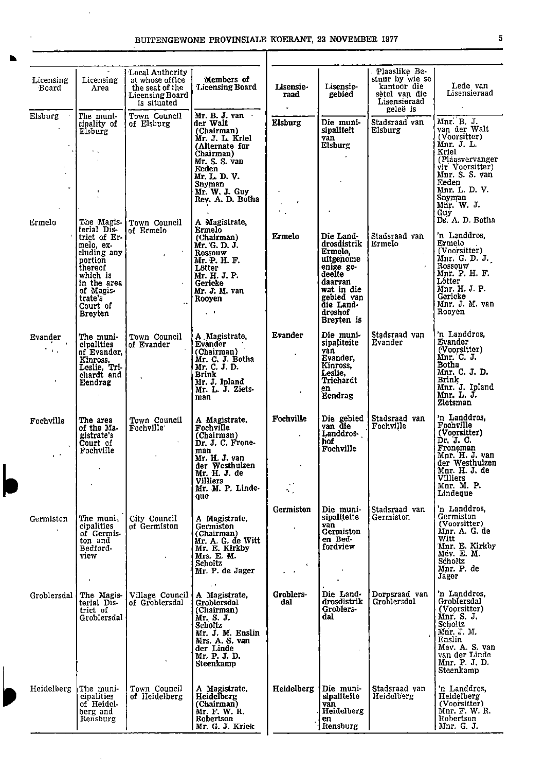| Licensing Board | Licensing Area | Local Authority at whose office the seat of the Licensing Board is situated | Members of Licensing Board |
|---|---|---|---|
| Elsburg | The municipality of Elsburg | Town Council of Elsburg | Mr. B. J. van der Walt (Chairman) Mr. J. L. Kriel (Alternate for Chairman) Mr. S. S. van Eeden Mr. L. D. V. Snyman Mr. W. J. Guy Rev. A. D. Botha |
| Ermelo | The Magisterial District of Ermelo, excluding any portion thereof which is in the area of Magistrate's Court of Breyten | Town Council of Ermelo | A Magistrate, Ermelo (Chairman) Mr. G. D. J. Rossouw Mr. P. H. F. Lötter Mr. H. J. P. Gericke Mr. J. M. van Rooyen |
| Evander | The municipalities of Evander, Kinross, Leslie, Trichardt and Eendrag | Town Council of Evander | A Magistrate, Evander (Chairman) Mr. C. J. Botha Mr. C. J. D. Brink Mr. J. Ipland Mr. L. J. Zietsman |
| Fochville | The area of the Magistrate's Court of Fochville | Town Council Fochville | A Magistrate, Fochville (Chairman) Dr. J. C. Froneman Mr. H. J. van der Westhuizen Mr. H. J. de Villiers Mr. M. P. Lindeque |
| Germiston | The municipalities of Germiston and Bedfordview | City Council of Germiston | A Magistrate, Germiston (Chairman) Mr. A. G. de Witt Mr. E. Kirkby Mrs. E. M. Scholtz Mr. P. de Jager |
| Groblersdal | The Magisterial District of Groblersdal | Village Council of Groblersdal | A Magistrate, Groblersdal (Chairman) Mr. S. J. Scholtz Mr. J. M. Enslin Mrs. A. S. van der Linde Mr. P. J. D. Steenkamp |
| Heidelberg | The municipalities of Heidelberg and Rensburg | Town Council of Heidelberg | A Magistrate, Heidelberg (Chairman) Mr. F. W. R. Robertson Mr. G. J. Kriek |

| Lisensieraad | Lisensiegebied | Plaaslike Bestuur by wie se kantoor die setel van die Lisensieraad geleë is | Lede van Lisensieraad |
|---|---|---|---|
| Elsburg | Die munisipaliteit van Elsburg | Stadsraad van Elsburg | Mnr. B. J. van der Walt (Voorsitter) Mnr. J. L. Kriel (Plaasvervanger vir Voorsitter) Mnr. S. S. van Eeden Mnr. L. D. V. Snyman Mnr. W. J. Guy Ds. A. D. Botha |
| Ermelo | Die Landdrosdistrik Ermelo, uitgenome enige gedeelte daarvan wat in die gebied van die Landdroshof Breyten is | Stadsraad van Ermelo | 'n Landdros, Ermelo (Voorsitter) Mnr. G. D. J. Rossouw Mnr. P. H. F. Lötter Mnr. H. J. P. Gericke Mnr. J. M. van Rooyen |
| Evander | Die munisipaliteite van Evander, Kinross, Leslie, Trichardt en Eendrag | Stadsraad van Evander | 'n Landdros, Evander (Voorsitter) Mnr. C. J. Botha Mnr. C. J. D. Brink Mnr. J. Ipland Mnr. L. J. Zietsman |
| Fochville | Die gebied van die Landdroshof Fochville | Stadsraad van Fochville | 'n Landdros, Fochville (Voorsitter) Dr. J. C. Froneman Mnr. H. J. van der Westhuizen Mnr. H. J. de Villiers Mnr. M. P. Lindeque |
| Germiston | Die munisipaliteite van Germiston en Bedfordview | Stadsraad van Germiston | 'n Landdros, Germiston (Voorsitter) Mnr. A. G. de Witt Mnr. E. Kirkby Mev. E. M. Scholtz Mnr. P. de Jager |
| Groblersdal | Die Landdrosdistrik Groblersdal | Dorpsraad van Groblersdal | 'n Landdros, Groblersdal (Voorsitter) Mnr. S. J. Scholtz Mnr. J. M. Enslin Mev. A. S. van der Linde Mnr. P. J. D. Steenkamp |
| Heidelberg | Die munisipaliteite van Heidelberg en Rensburg | Stadsraad van Heidelberg | 'n Landdros, Heidelberg (Voorsitter) Mnr. F. W. R. Robertson Mnr. G. J. |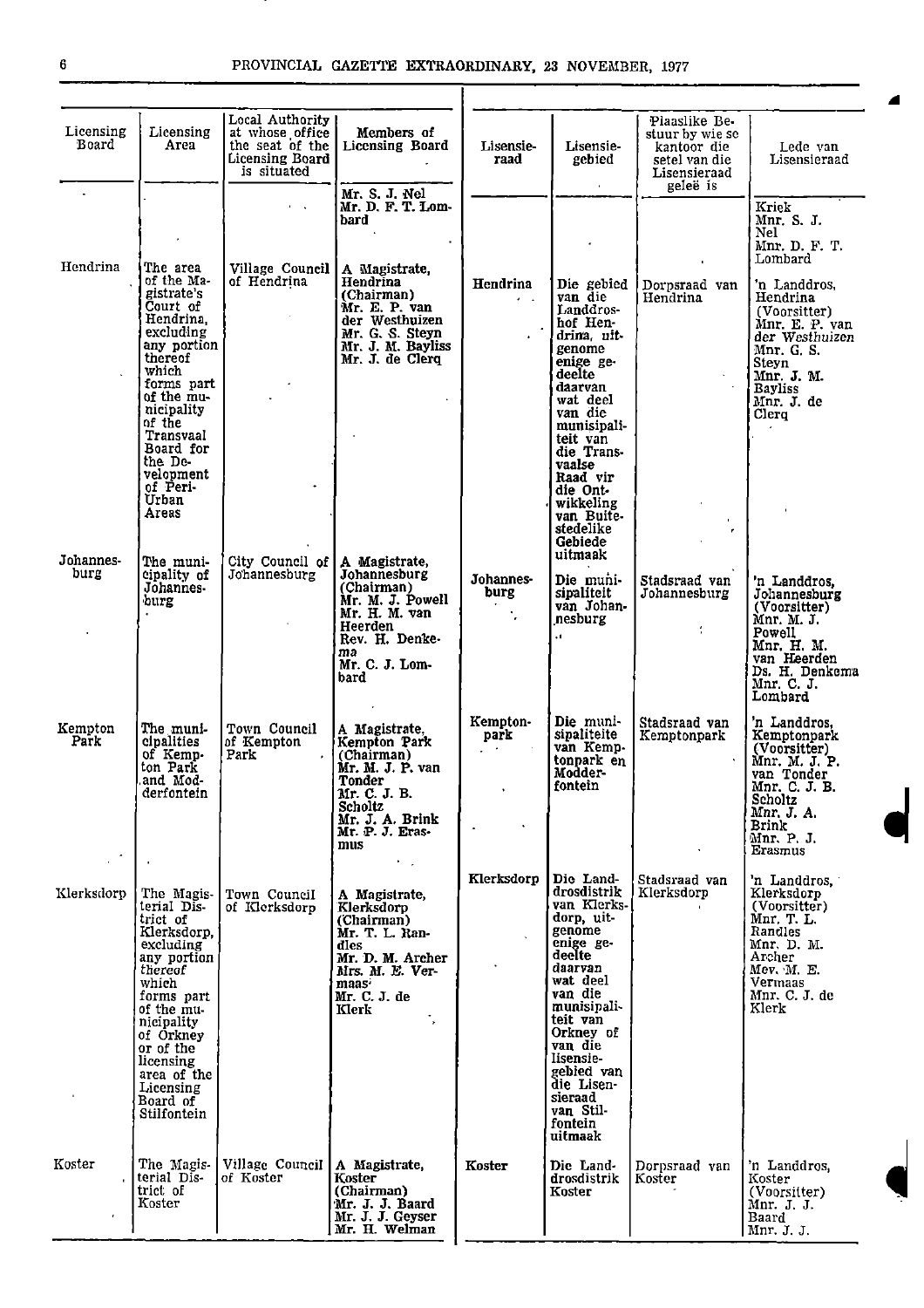| Licensing Board | Licensing Area | Local Authority at whose office the seat of the Licensing Board is situated | Members of Licensing Board |
|---|---|---|---|
| | | | Mr. S. J. Nel<br>Mr. D. F. T. Lombard |
| Hendrina | The area of the Magistrate's Court of Hendrina, excluding any portion thereof which forms part of the municipality of the Transvaal Board for the Development of Peri-Urban Areas | Village Council of Hendrina | A Magistrate, Hendrina (Chairman)<br>Mr. E. P. van der Westhuizen<br>Mr. G. S. Steyn<br>Mr. J. M. Bayliss<br>Mr. J. de Clerq |
| Johannesburg | The municipality of Johannesburg | City Council of Johannesburg | A Magistrate, Johannesburg (Chairman)<br>Mr. M. J. Powell<br>Mr. H. M. van Heerden<br>Rev. H. Denkema<br>Mr. C. J. Lombard |
| Kempton Park | The municipalities of Kempton Park and Modderfontein | Town Council of Kempton Park | A Magistrate, Kempton Park (Chairman)<br>Mr. M. J. P. van Tonder<br>Mr. C. J. B. Scholtz<br>Mr. J. A. Brink<br>Mr. P. J. Erasmus |
| Klerksdorp | The Magisterial District of Klerksdorp, excluding any portion thereof which forms part of the municipality of Orkney or of the licensing area of the Licensing Board of Stilfontein | Town Council of Klerksdorp | A Magistrate, Klerksdorp (Chairman)<br>Mr. T. L. Randles<br>Mr. D. M. Archer<br>Mrs. M. E. Vermaas<br>Mr. C. J. de Klerk |
| Koster | The Magisterial District of Koster | Village Council of Koster | A Magistrate, Koster (Chairman)<br>Mr. J. J. Baard<br>Mr. J. J. Geyser<br>Mr. H. Welman |

| Lisensieraad | Lisensiegebied | Plaaslike Bestuur by wie se kantoor die setel van die Lisensieraad geleë is | Lede van Lisensieraad |
|---|---|---|---|
| | | | Kriek<br>Mnr. S. J. Nel<br>Mnr. D. F. T. Lombard |
| Hendrina | Die gebied van die Landdroshof Hendrina, uitgenome enige gedeelte daarvan wat deel van die munisipaliteit van die Transvaalse Raad vir die Ontwikkeling van Buitestedelike Gebiede uitmaak | Dorpsraad van Hendrina | 'n Landdros, Hendrina (Voorsitter)<br>Mnr. E. P. van der Westhuizen<br>Mnr. G. S. Steyn<br>Mnr. J. M. Bayliss<br>Mnr. J. de Clerq |
| Johannesburg | Die munisipaliteit van Johannesburg | Stadsraad van Johannesburg | 'n Landdros, Johannesburg (Voorsitter)<br>Mnr. M. J. Powell<br>Mnr. H. M. van Heerden<br>Ds. H. Denkema<br>Mnr. C. J. Lombard |
| Kemptonpark | Die munisipaliteite van Kemptonpark en Modderfontein | Stadsraad van Kemptonpark | 'n Landdros, Kemptonpark (Voorsitter)<br>Mnr. M. J. P. van Tonder<br>Mnr. C. J. B. Scholtz<br>Mnr. J. A. Brink<br>Mnr. P. J. Erasmus |
| Klerksdorp | Die Landdrosdistrik van Klerksdorp, uitgenome enige gedeelte daarvan wat deel van die munisipaliteit van Orkney of van die lisensiegebied van die Lisensieraad van Stilfontein uitmaak | Stadsraad van Klerksdorp | 'n Landdros, Klerksdorp (Voorsitter)<br>Mnr. T. L. Randles<br>Mnr. D. M. Archer<br>Mev. M. E. Vermaas<br>Mnr. C. J. de Klerk |
| Koster | Die Landdrosdistrik Koster | Dorpsraad van Koster | 'n Landdros, Koster (Voorsitter)<br>Mnr. J. J. Baard<br>Mnr. J. J. |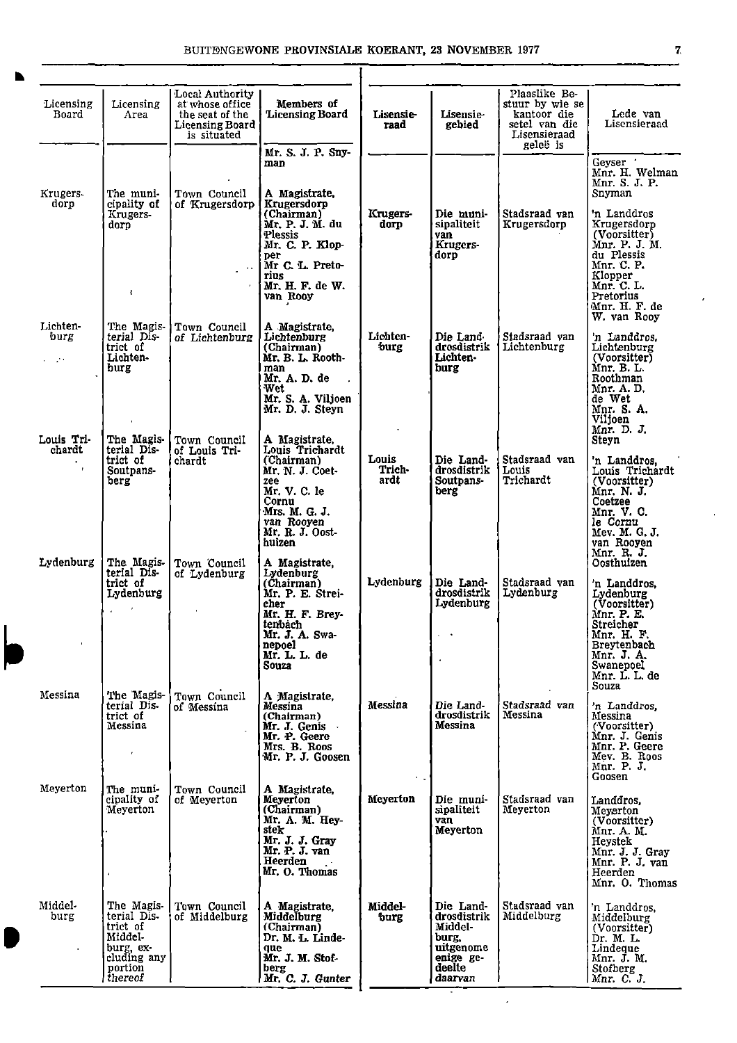| Licensing Board | Licensing Area | Local Authority at whose office the seat of the Licensing Board is situated | Members of Licensing Board | Lisensie-raad | Lisensie-gebied | Plaaslike Bestuur by wie se kantoor die setel van die Lisensieraad geleë is | Lede van Lisensieraad |
|---|---|---|---|---|---|---|---|
| | | | Mr. S. J. P. Snyman | | | | Geyser Mnr. H. Welman Mnr. S. J. P. Snyman |
| Krugersdorp | The municipality of Krugersdorp | Town Council of Krugersdorp | A Magistrate, Krugersdorp (Chairman) Mr. P. J. M. du Plessis Mr. C. P. Klopper Mr C. L. Pretorius Mr. H. F. de W. van Rooy | Krugersdorp | Die munisipaliteit van Krugersdorp | Stadsraad van Krugersdorp | 'n Landdros Krugersdorp (Voorsitter) Mnr. P. J. M. du Plessis Mnr. C. P. Klopper Mnr. C. L. Pretorius Mnr. H. F. de W. van Rooy |
| Lichtenburg | The Magisterial District of Lichtenburg | Town Council of Lichtenburg | A Magistrate, Lichtenburg (Chairman) Mr. B. L. Roothman Mr. A. D. de Wet Mr. S. A. Viljoen Mr. D. J. Steyn | Lichtenburg | Die Landdrosdistrik Lichtenburg | Stadsraad van Lichtenburg | 'n Landdros, Lichtenburg (Voorsitter) Mnr. B. L. Roothman Mnr. A. D. de Wet Mnr. S. A. Viljoen Mnr. D. J. Steyn |
| Louis Trichardt | The Magisterial District of Soutpansberg | Town Council of Louis Trichardt | A Magistrate, Louis Trichardt (Chairman) Mr. N. J. Coetzee Mr. V. C. le Cornu Mrs. M. G. J. van Rooyen Mr. R. J. Oosthuizen | Louis Trichardt | Die Landdrosdistrik Soutpansberg | Stadsraad van Louis Trichardt | 'n Landdros, Louis Trichardt (Voorsitter) Mnr. N. J. Coetzee Mnr. V. C. le Cornu Mev. M. G. J. van Rooyen Mnr. R. J. Oosthuizen |
| Lydenburg | The Magisterial District of Lydenburg | Town Council of Lydenburg | A Magistrate, Lydenburg (Chairman) Mr. P. E. Streicher Mr. H. F. Breytenbach Mr. J. A. Swanepoel Mr. L. L. de Souza | Lydenburg | Die Landdrosdistrik Lydenburg | Stadsraad van Lydenburg | 'n Landdros, Lydenburg (Voorsitter) Mnr. P. E. Streicher Mnr. H. F. Breytenbach Mnr. J. A. Swanepoel Mnr. L. L. de Souza |
| Messina | The Magisterial District of Messina | Town Council of Messina | A Magistrate, Messina (Chairman) Mr. J. Genis Mr. P. Geere Mrs. B. Roos Mr. P. J. Goosen | Messina | Die Landdrosdistrik Messina | Stadsraad van Messina | 'n Landdros, Messina (Voorsitter) Mnr. J. Genis Mnr. P. Geere Mev. B. Roos Mnr. P. J. Goosen |
| Meyerton | The municipality of Meyerton | Town Council of Meyerton | A Magistrate, Meyerton (Chairman) Mr. A. M. Heystek Mr. J. J. Gray Mr. P. J. van Heerden Mr. O. Thomas | Meyerton | Die munisipaliteit van Meyerton | Stadsraad van Meyerton | Landdros, Meyerton (Voorsitter) Mnr. A. M. Heystek Mnr. J. J. Gray Mnr. P. J. van Heerden Mnr. O. Thomas |
| Middelburg | The Magisterial District of Middelburg, excluding any portion thereof | Town Council of Middelburg | A Magistrate, Middelburg (Chairman) Dr. M. L. Lindeque Mr. J. M. Stofberg Mr. C. J. Gunter | Middelburg | Die Landdrosdistrik Middelburg, uitgenome enige gedeelte daarvan | Stadsraad van Middelburg | 'n Landdros, Middelburg (Voorsitter) Dr. M. L. Lindeque Mnr. J. M. Stofberg Mnr. C. J. |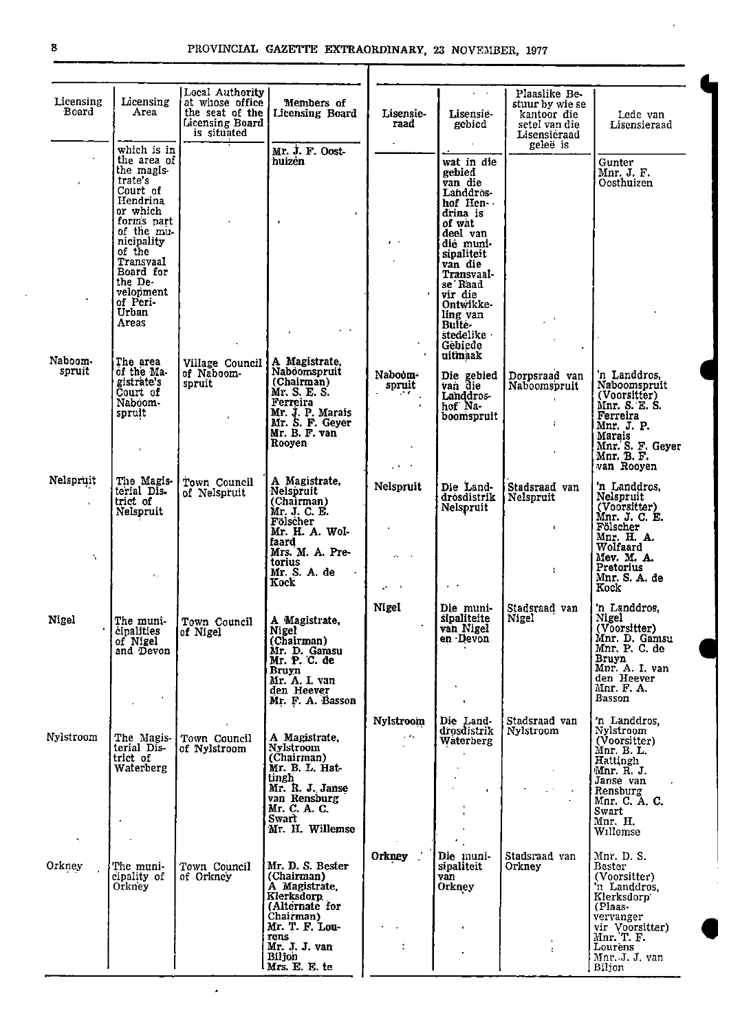| Licensing Board | Licensing Area | Local Authority at whose office the seat of the Licensing Board is situated | Members of Licensing Board | Lisensieraad | Lisensiegebied | Plaaslike Bestuur by wie se kantoor die setel van die Lisensieraad geleë is | Lede van Lisensieraad |
|---|---|---|---|---|---|---|---|
| | which is in the area of the magistrate's Court of Hendrina or which forms part of the municipality of the Transvaal Board for the Development of Peri-Urban Areas | | Mr. J. F. Oosthuizen | | wat in die gebied van die Landdroshof Hendrina is of wat deel van die munisipaliteit van die Transvaalse Raad vir die Ontwikkeling van Buitestedelike Gebiede uitmaak | | Gunter Mnr. J. F. Oosthuizen |
| Naboomspruit | The area of the Magistrate's Court of Naboomspruit | Village Council of Naboomspruit | A Magistrate, Naboomspruit (Chairman) Mr. S. E. S. Ferreira Mr. J. P. Marais Mr. S. F. Geyer Mr. B. F. van Rooyen | Naboomspruit | Die gebied van die Landdroshof Naboomspruit | Dorpsraad van Naboomspruit | 'n Landdros, Naboomspruit (Voorsitter) Mnr. S. E. S. Ferreira Mnr. J. P. Marais Mnr. S. F. Geyer Mnr. B. F. van Rooyen |
| Nelspruit | The Magisterial District of Nelspruit | Town Council of Nelspruit | A Magistrate, Nelspruit (Chairman) Mr. J. C. E. Fölscher Mr. H. A. Wolfaard Mrs. M. A. Pretorius Mr. S. A. de Kock | Nelspruit | Die Landdrosdistrik Nelspruit | Stadsraad van Nelspruit | 'n Landdros, Nelspruit (Voorsitter) Mnr. J. C. E. Fölscher Mnr. H. A. Wolfaard Mev. M. A. Pretorius Mnr. S. A. de Kock |
| Nigel | The municipalities of Nigel and Devon | Town Council of Nigel | A Magistrate, Nigel (Chairman) Mr. D. Gamsu Mr. P. C. de Bruyn Mr. A. I. van den Heever Mr. F. A. Basson | Nigel | Die munisipaliteite van Nigel en Devon | Stadsraad van Nigel | 'n Landdros, Nigel (Voorsitter) Mnr. D. Gamsu Mnr. P. C. de Bruyn Mnr. A. I. van den Heever Mnr. F. A. Basson |
| Nylstroom | The Magisterial District of Waterberg | Town Council of Nylstroom | A Magistrate, Nylstroom (Chairman) Mr. B. L. Hattingh Mr. R. J. Janse van Rensburg Mr. C. A. C. Swart Mr. H. Willemse | Nylstroom | Die Landdrosdistrik Waterberg | Stadsraad van Nylstroom | 'n Landdros, Nylstroom (Voorsitter) Mnr. B. L. Hattingh Mnr. R. J. Janse van Rensburg Mnr. C. A. C. Swart Mnr. H. Willemse |
| Orkney | The municipality of Orkney | Town Council of Orkney | Mr. D. S. Bester (Chairman) A Magistrate, Klerksdorp (Alternate for Chairman) Mr. T. F. Lourens Mr. J. J. van Biljon Mrs. E. E. te | Orkney | Die munisipaliteit van Orkney | Stadsraad van Orkney | Mnr. D. S. Bester (Voorsitter) 'n Landdros, Klerksdorp (Plaasvervanger vir Voorsitter) Mnr. T. F. Lourens Mnr. J. J. van Biljon |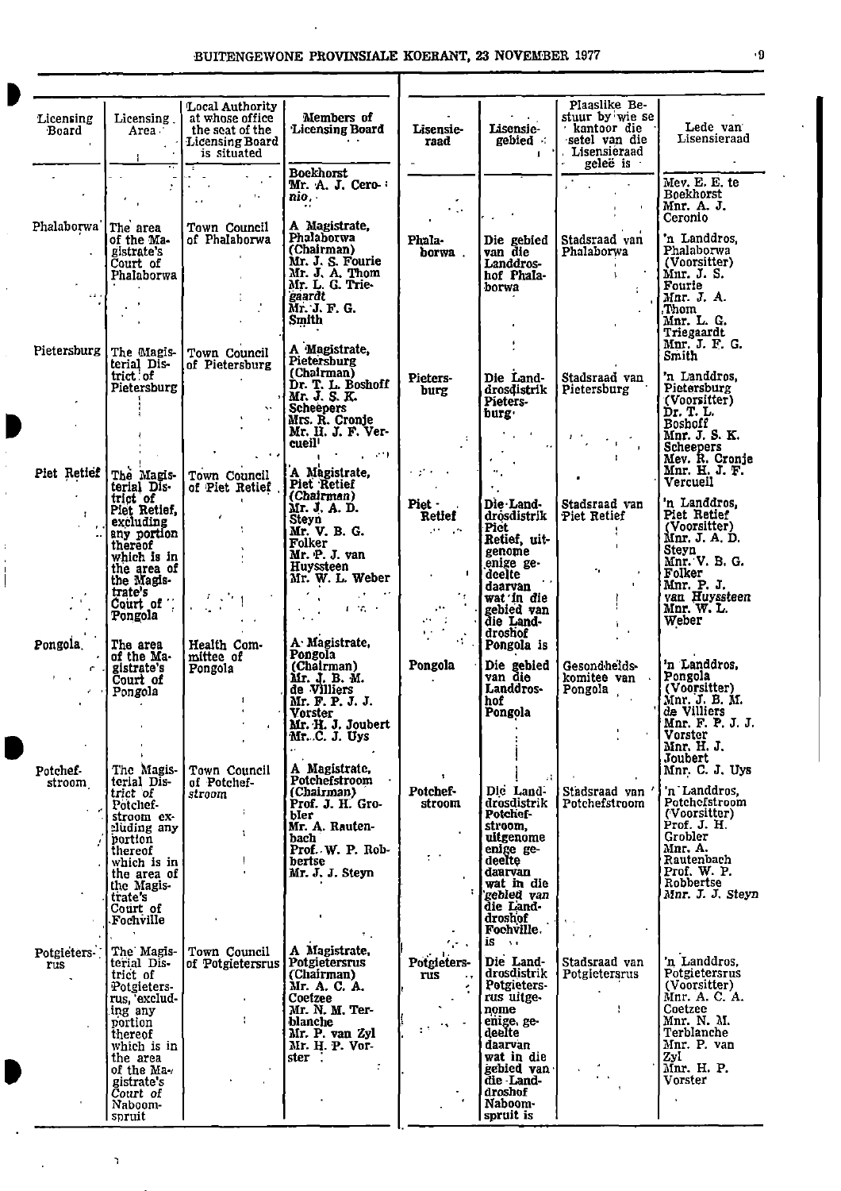| Licensing Board | Licensing Area | Local Authority at whose office the seat of the Licensing Board is situated | Members of Licensing Board | Lisensieraad | Lisensiegebied | Plaaslike Bestuur by wie se kantoor die setel van die Lisensieraad geleë is | Lede van Lisensieraad |
|---|---|---|---|---|---|---|---|
| | | | Boekhorst Mr. A. J. Ceronio | | | | Mev. E. E. te Boekhorst Mnr. A. J. Ceronio |
| Phalaborwa | The area of the Magistrate's Court of Phalaborwa | Town Council of Phalaborwa | A Magistrate, Phalaborwa (Chairman) Mr. J. S. Fourie Mr. J. A. Thom Mr. L. G. Triegaardt Mr. J. F. G. Smith | Phalaborwa | Die gebied van die Landdroshof Phalaborwa | Stadsraad van Phalaborwa | 'n Landdros, Phalaborwa (Voorsitter) Mnr. J. S. Fourie Mnr. J. A. Thom Mnr. L. G. Triegaardt Mnr. J. F. G. Smith |
| Pietersburg | The Magisterial District of Pietersburg | Town Council of Pietersburg | A Magistrate, Pietersburg (Chairman) Dr. T. L. Boshoff Mr. J. S. K. Scheepers Mrs. R. Cronje Mr. H. J. F. Vercueil | Pietersburg | Die Landdrosdistrik Pietersburg | Stadsraad van Pietersburg | 'n Landdros, Pietersburg (Voorsitter) Dr. T. L. Boshoff Mnr. J. S. K. Scheepers Mev. R. Cronje Mnr. H. J. F. Vercueil |
| Piet Retief | The Magisterial District of Piet Retief, excluding any portion thereof which is in the area of the Magistrate's Court of Pongola | Town Council of Piet Retief | A Magistrate, Piet Retief (Chairman) Mr. J. A. D. Steyn Mr. V. B. G. Folker Mr. P. J. van Huyssteen Mr. W. L. Weber | Piet Retief | Die Landdrosdistrik Piet Retief, uitgenome enige gedeelte daarvan wat in die gebied van die Landdroshof Pongola is | Stadsraad van Piet Retief | 'n Landdros, Piet Retief (Voorsitter) Mnr. J. A. D. Steyn Mnr. V. B. G. Folker Mnr. P. J. van Huyssteen Mnr. W. L. Weber |
| Pongola | The area of the Magistrate's Court of Pongola | Health Committee of Pongola | A Magistrate, Pongola (Chairman) Mr. J. B. M. de Villiers Mr. F. P. J. J. Vorster Mr. H. J. Joubert Mr. C. J. Uys | Pongola | Die gebied van die Landdroshof Pongola | Gesondheidskomitee van Pongola | 'n Landdros, Pongola (Voorsitter) Mnr. J. B. M. de Villiers Mnr. F. P. J. J. Vorster Mnr. H. J. Joubert Mnr. C. J. Uys |
| Potchefstroom | The Magisterial District of Potchefstroom excluding any portion thereof which is in the area of the Magistrate's Court of Fochville | Town Council of Potchefstroom | A Magistrate, Potchefstroom (Chairman) Prof. J. H. Grobler Mr. A. Rautenbach Prof. W. P. Robbertse Mr. J. J. Steyn | Potchefstroom | Die Landdrosdistrik Potchefstroom, uitgenome enige gedeelte daarvan wat in die gebied van die Landdroshof Fochville is | Stadsraad van Potchefstroom | 'n Landdros, Potchefstroom (Voorsitter) Prof. J. H. Grobler Mnr. A. Rautenbach Prof. W. P. Robbertse Mnr. J. J. Steyn |
| Potgietersrus | The Magisterial District of Potgietersrus, excluding any portion thereof which is in the area of the Magistrate's Court of Naboomspruit | Town Council of Potgietersrus | A Magistrate, Potgietersrus (Chairman) Mr. A. C. A. Coetzee Mr. N. M. Terblanche Mr. P. van Zyl Mr. H. P. Vorster | Potgietersrus | Die Landdrosdistrik Potgietersrus uitgenome enige gedeelte daarvan wat in die gebied van die Landdroshof Naboomspruit is | Stadsraad van Potgietersrus | 'n Landdros, Potgietersrus (Voorsitter) Mnr. A. C. A. Coetzee Mnr. N. M. Terblanche Mnr. P. van Zyl Mnr. H. P. Vorster |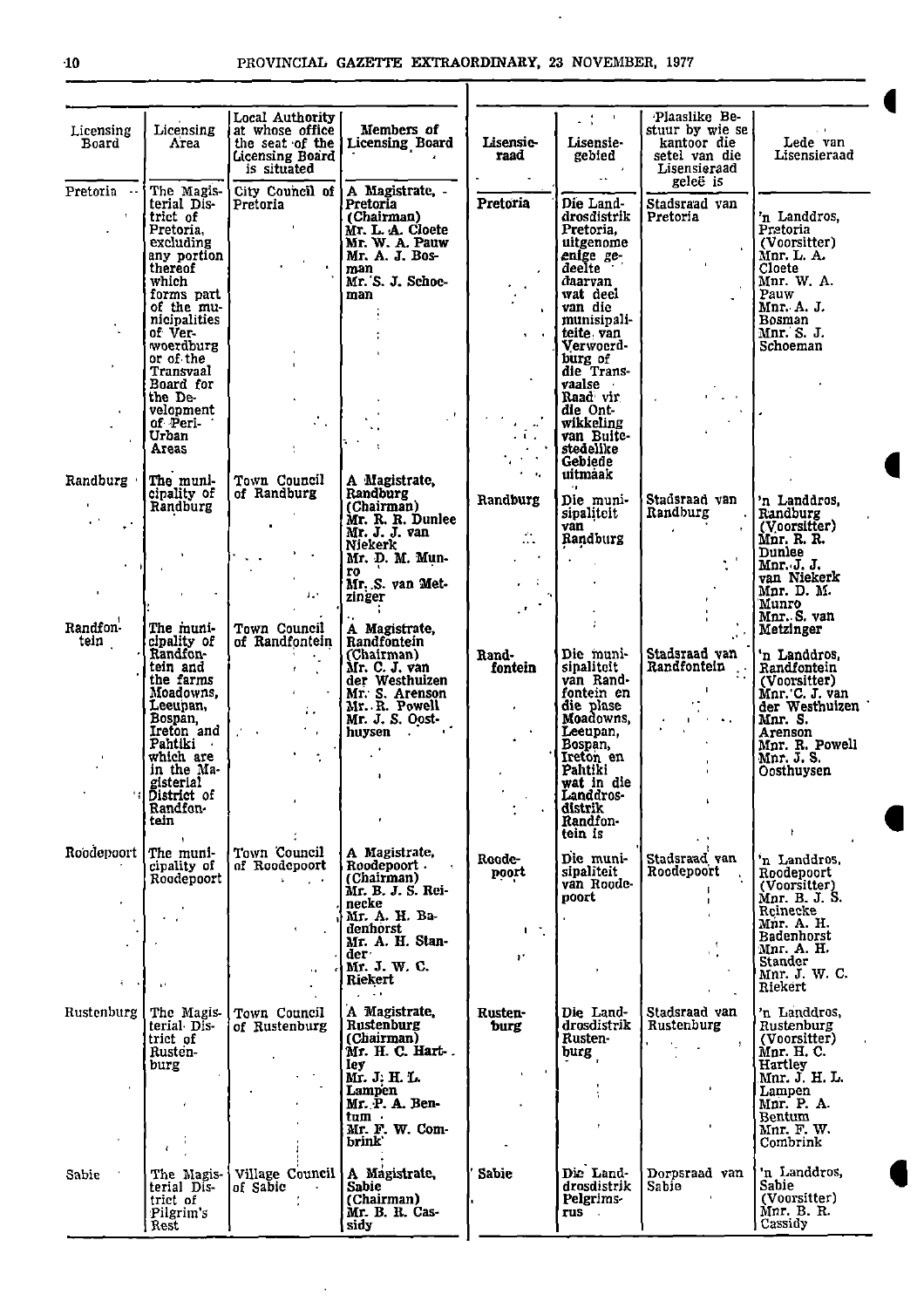| Licensing Board | Licensing Area | Local Authority at whose office the seat of the Licensing Board is situated | Members of Licensing Board | Lisensieraad | Lisensiegebied | Plaaslike Bestuur by wie se kantoor die setel van die Lisensieraad geleë is | Lede van Lisensieraad |
|---|---|---|---|---|---|---|---|
| Pretoria | The Magisterial District of Pretoria, excluding any portion thereof which forms part of the municipalities of Verwoerdburg or of the Transvaal Board for the Development of Peri-Urban Areas | City Council of Pretoria | A Magistrate, Pretoria (Chairman) Mr. L. A. Cloete Mr. W. A. Pauw Mr. A. J. Bosman Mr. S. J. Schoeman | Pretoria | Die Landdrosdistrik Pretoria, uitgenome enige gedeelte daarvan wat deel van die munisipaliteite van Verwoerdburg of die Transvaalse Raad vir die Ontwikkeling van Buitestedelike Gebiede uitmaak | Stadsraad van Pretoria | 'n Landdros, Pretoria (Voorsitter) Mnr. L. A. Cloete Mnr. W. A. Pauw Mnr. A. J. Bosman Mnr. S. J. Schoeman |
| Randburg | The municipality of Randburg | Town Council of Randburg | A Magistrate, Randburg (Chairman) Mr. R. R. Dunlee Mr. J. J. van Niekerk Mr. D. M. Munro Mr. S. van Metzinger | Randburg | Die munisipaliteit van Randburg | Stadsraad van Randburg | 'n Landdros, Randburg (Voorsitter) Mnr. R. R. Dunlee Mnr. J. J. van Niekerk Mnr. D. M. Munro Mnr. S. van Metzinger |
| Randfontein | The municipality of Randfontein and the farms Moadowns, Leeupan, Bospan, Ireton and Pahtiki which are in the Magisterial District of Randfontein | Town Council of Randfontein | A Magistrate, Randfontein (Chairman) Mr. C. J. van der Westhuizen Mr. S. Arenson Mr. R. Powell Mr. J. S. Oosthuysen | Randfontein | Die munisipaliteit van Randfontein en die plase Moadowns, Leeupan, Bospan, Ireton en Pahtiki wat in die Landdrosdistrik Randfontein is | Stadsraad van Randfontein | 'n Landdros, Randfontein (Voorsitter) Mnr. C. J. van der Westhuizen Mnr. S. Arenson Mnr. R. Powell Mnr. J. S. Oosthuysen |
| Roodepoort | The municipality of Roodepoort | Town Council of Roodepoort | A Magistrate, Roodepoort (Chairman) Mr. B. J. S. Reinecke Mr. A. H. Badenhorst Mr. A. H. Stander Mr. J. W. C. Riekert | Roodepoort | Die munisipaliteit van Roodepoort | Stadsraad van Roodepoort | 'n Landdros, Roodepoort (Voorsitter) Mnr. B. J. S. Reinecke Mnr. A. H. Badenhorst Mnr. A. H. Stander Mnr. J. W. C. Riekert |
| Rustenburg | The Magisterial District of Rustenburg | Town Council of Rustenburg | A Magistrate, Rustenburg (Chairman) Mr. H. C. Hartley Mr. J. H. L. Lampen Mr. P. A. Bentum Mr. F. W. Combrink | Rustenburg | Die Landdrosdistrik Rustenburg | Stadsraad van Rustenburg | 'n Landdros, Rustenburg (Voorsitter) Mnr. H. C. Hartley Mnr. J. H. L. Lampen Mnr. P. A. Bentum Mnr. F. W. Combrink |
| Sabie | The Magisterial District of Pilgrim's Rest | Village Council of Sabie | A Magistrate, Sabie (Chairman) Mr. B. R. Cassidy | Sabie | Die Landdrosdistrik Pelgrimsrus | Dorpsraad van Sabie | 'n Landdros, Sabie (Voorsitter) Mnr. B. R. Cassidy |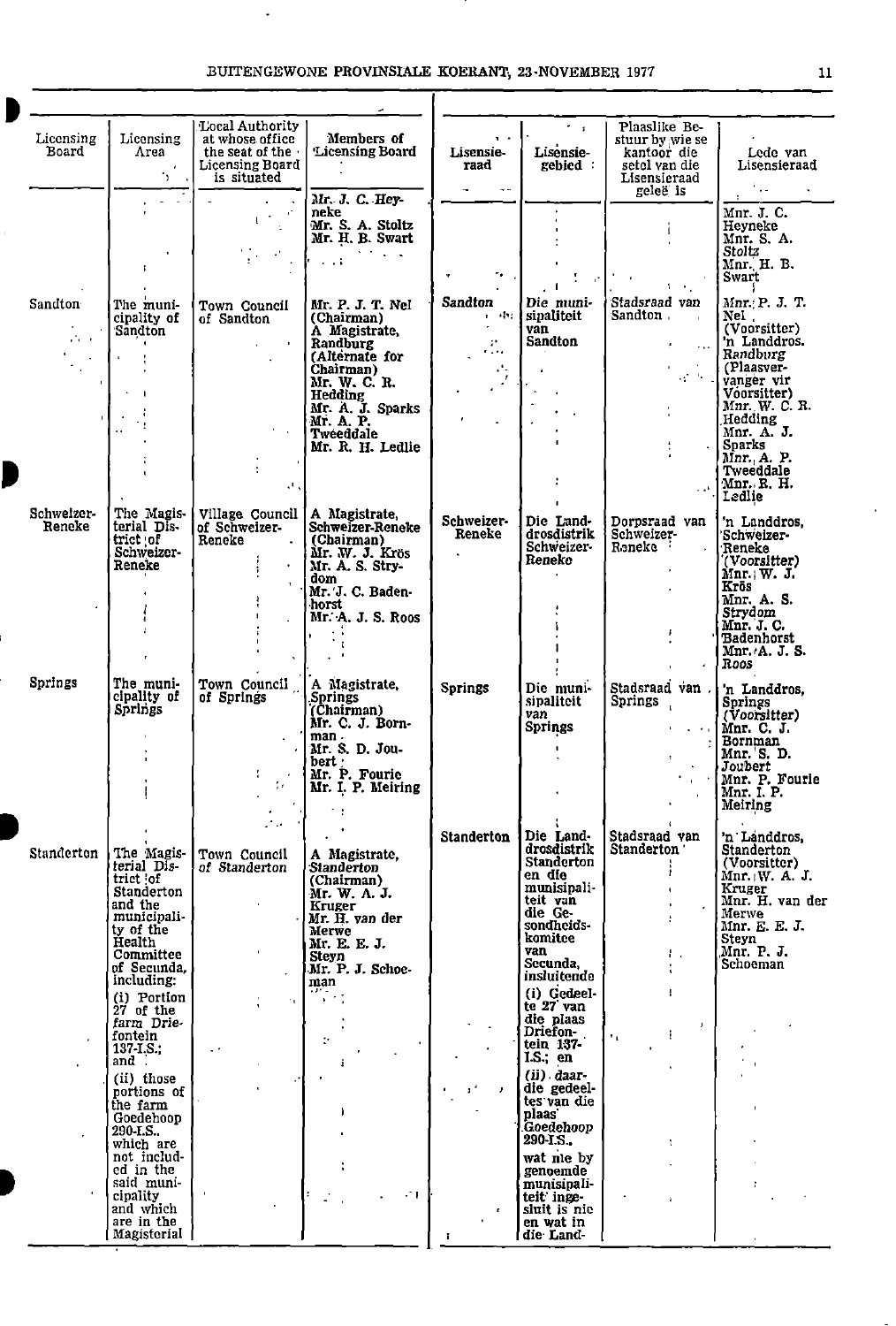| Licensing Board | Licensing Area | Local Authority at whose office the seat of the Licensing Board is situated | Members of Licensing Board | Lisensieraad | Lisensiegebied | Plaaslike Bestuur by wie se kantoor die setel van die Lisensieraad geleë is | Lede van Lisensieraad |
|---|---|---|---|---|---|---|---|
| | | | Mr. J. C. Heyneke<br>Mr. S. A. Stoltz<br>Mr. H. B. Swart | | | | Mnr. J. C. Heyneke<br>Mnr. S. A. Stoltz<br>Mnr. H. B. Swart |
| Sandton | The municipality of Sandton | Town Council of Sandton | Mr. P. J. T. Nel (Chairman)<br>A Magistrate, Randburg (Alternate for Chairman)<br>Mr. W. C. R. Hedding<br>Mr. A. J. Sparks<br>Mr. A. P. Tweeddale<br>Mr. R. H. Ledlie | Sandton | Die munisipaliteit van Sandton | Stadsraad van Sandton | Mnr. P. J. T. Nel (Voorsitter)<br>'n Landdros, Randburg (Plaasvervanger vir Voorsitter)<br>Mnr. W. C. R. Hedding<br>Mnr. A. J. Sparks<br>Mnr. A. P. Tweeddale<br>Mnr. R. H. Ledlie |
| Schweizer-Reneke | The Magisterial District of Schweizer-Reneke | Village Council of Schweizer-Reneke | A Magistrate, Schweizer-Reneke (Chairman)<br>Mr. W. J. Krös<br>Mr. A. S. Strydom<br>Mr. J. C. Badenhorst<br>Mr. A. J. S. Roos | Schweizer-Reneke | Die Landdrosdistrik Schweizer-Reneke | Dorpsraad van Schweizer-Reneke | 'n Landdros, Schweizer-Reneke (Voorsitter)<br>Mnr. W. J. Krös<br>Mnr. A. S. Strydom<br>Mnr. J. C. Badenhorst<br>Mnr. A. J. S. Roos |
| Springs | The municipality of Springs | Town Council of Springs | A Magistrate, Springs (Chairman)<br>Mr. C. J. Bornman<br>Mr. S. D. Joubert<br>Mr. P. Fourie<br>Mr. I. P. Meiring | Springs | Die munisipaliteit van Springs | Stadsraad van Springs | 'n Landdros, Springs (Voorsitter)<br>Mnr. C. J. Bornman<br>Mnr. S. D. Joubert<br>Mnr. P. Fourie<br>Mnr. I. P. Meiring |
| Standerton | The Magisterial District of Standerton and the municipality of the Health Committee of Secunda, including:<br>(i) Portion 27 of the farm Driefontein 137-I.S.; and<br>(ii) those portions of the farm Goedehoop 290-I.S., which are not included in the said municipality and which are in the Magisterial | Town Council of Standerton | A Magistrate, Standerton (Chairman)<br>Mr. W. A. J. Kruger<br>Mr. H. van der Merwe<br>Mr. E. E. J. Steyn<br>Mr. P. J. Schoeman | Standerton | Die Landdrosdistrik Standerton en die munisipaliteit van die Gesondheidskomitee van Secunda, insluitende<br>(i) Gedeelte 27 van die plaas Driefontein 137-I.S.; en<br>(ii) daardie gedeeltes van die plaas Goedehoop 290-I.S., wat nie by genoemde munisipaliteit ingesluit is nie en wat in die Land- | Stadsraad van Standerton | 'n Landdros, Standerton (Voorsitter)<br>Mnr. W. A. J. Kruger<br>Mnr. H. van der Merwe<br>Mnr. E. E. J. Steyn<br>Mnr. P. J. Schoeman |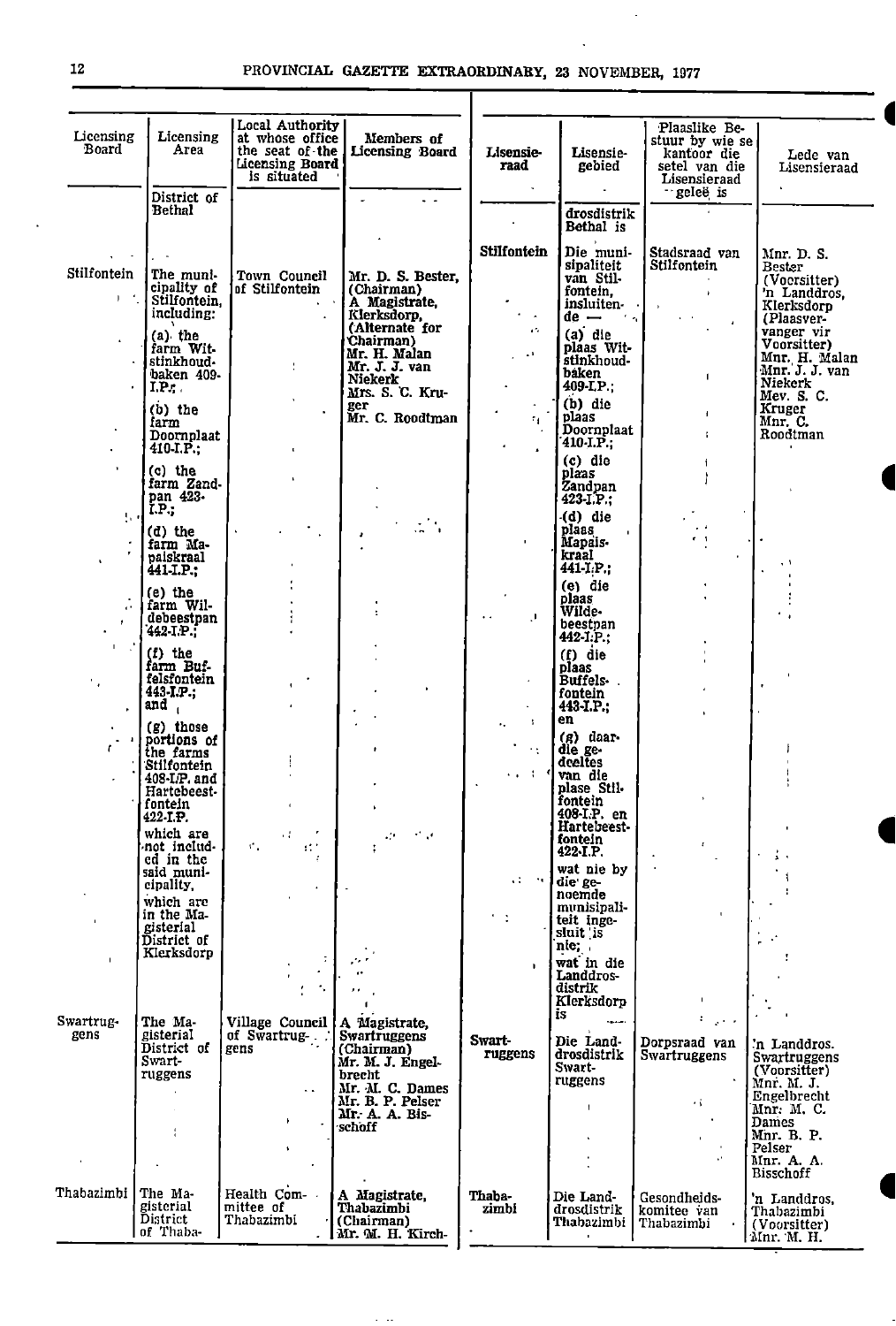| Licensing Board | Licensing Area | Local Authority at whose office the seat of the Licensing Board is situated | Members of Licensing Board | Lisensieraad | Lisensiegebied | Plaaslike Bestuur by wie se kantoor die setel van die Lisensieraad geleë is | Lede van Lisensieraad |
|---|---|---|---|---|---|---|---|
| | District of Bethal | | | | drosdistrik Bethal is | | |
| Stilfontein | The municipality of Stilfontein, including: (a) the farm Witstinkhoudbaken 409-I.P.; (b) the farm Doornplaat 410-I.P.; (c) the farm Zandpan 423-I.P.; (d) the farm Mapaiskraal 441-I.P.; (e) the farm Wildebeestpan 442-I.P.; (f) the farm Buffelsfontein 443-I.P.; and (g) those portions of the farms Stilfontein 408-I.P. and Hartebeestfontein 422-I.P. which are not included in the said municipality, which are in the Magisterial District of Klerksdorp | Town Council of Stilfontein | Mr. D. S. Bester, (Chairman) A Magistrate, Klerksdorp, (Alternate for Chairman) Mr. H. Malan Mr. J. J. van Niekerk Mrs. S. C. Kruger Mr. C. Roodtman | Stilfontein | Die munisipaliteit van Stilfontein, insluitende — (a) die plaas Witstinkhoudbaken 409-I.P.; (b) die plaas Doornplaat 410-I.P.; (c) die plaas Zandpan 423-I.P.; (d) die plaas Mapaiskraal 441-I.P.; (e) die plaas Wildebeestpan 442-I.P.; (f) die plaas Buffelsfontein 443-I.P.; en (g) daardie gedeeltes van die plase Stilfontein 408-I.P. en Hartebeestfontein 422-I.P. wat nie by die genoemde munisipaliteit ingesluit is nie; wat in die Landdrosdistrik Klerksdorp is | Stadsraad van Stilfontein | Mnr. D. S. Bester (Voorsitter) 'n Landdros, Klerksdorp (Plaasvervanger vir Voorsitter) Mnr. H. Malan Mnr. J. J. van Niekerk Mev. S. C. Kruger Mnr. C. Roodtman |
| Swartruggens | The Magisterial District of Swartruggens | Village Council of Swartruggens | A Magistrate, Swartruggens (Chairman) Mr. M. J. Engelbrecht Mr. M. C. Dames Mr. B. P. Pelser Mr. A. A. Bisschoff | Swartruggens | Die Landdrosdistrik Swartruggens | Dorpsraad van Swartruggens | 'n Landdros, Swartruggens (Voorsitter) Mnr. M. J. Engelbrecht Mnr. M. C. Dames Mnr. B. P. Pelser Mnr. A. A. Bisschoff |
| Thabazimbi | The Magisterial District of Thaba- | Health Committee of Thabazimbi | A Magistrate, Thabazimbi (Chairman) Mr. M. H. Kirch- | Thabazimbi | Die Landdrosdistrik Thabazimbi | Gesondheidskomitee van Thabazimbi | 'n Landdros, Thabazimbi (Voorsitter) Mnr. M. H. |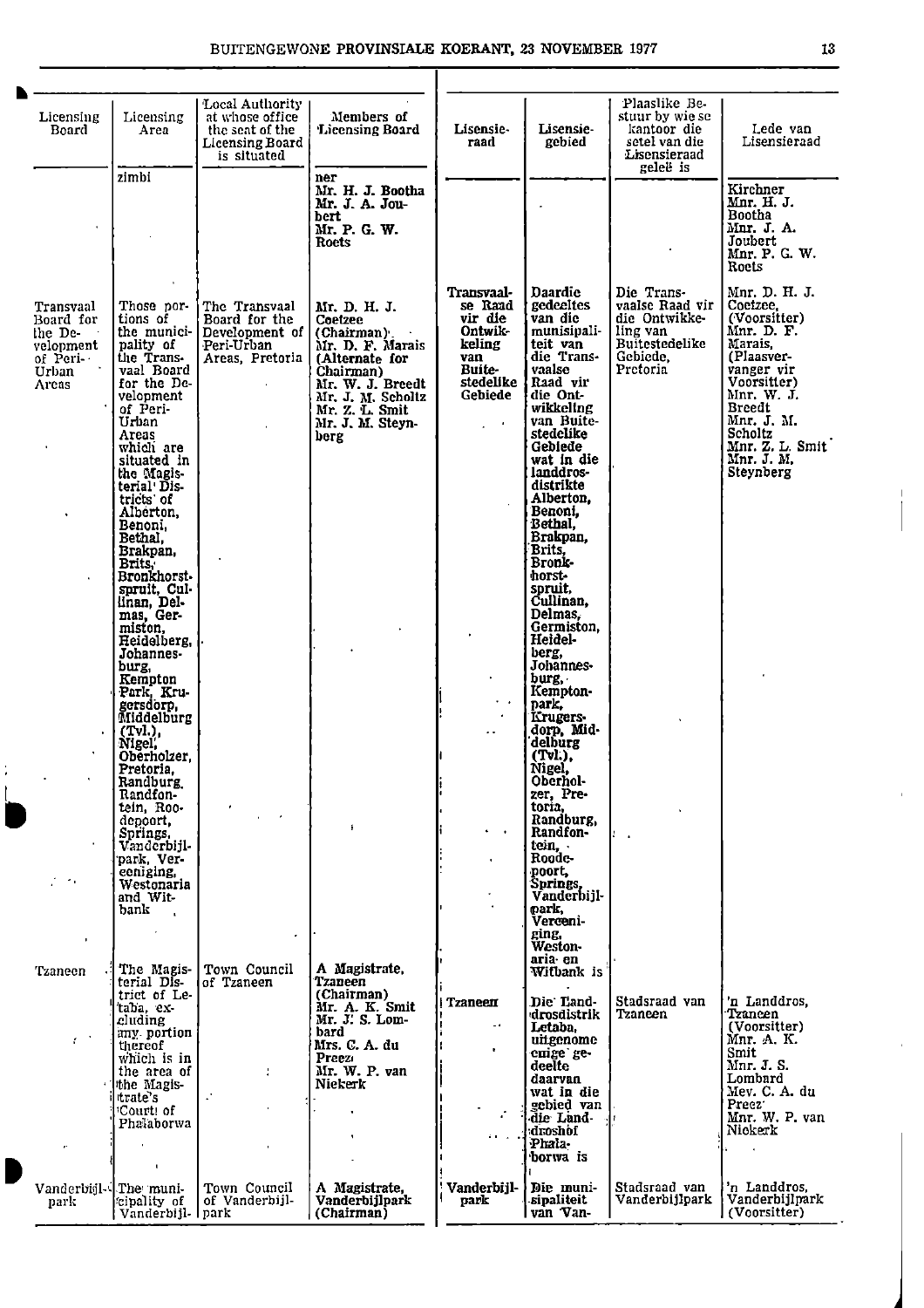| Licensing Board | Licensing Area | Local Authority at whose office the seat of the Licensing Board is situated | Members of Licensing Board |
|---|---|---|---|
| | zimbi | | ner Mr. H. J. Bootha Mr. J. A. Joubert Mr. P. G. W. Roets |
| Transvaal Board for the Development of Peri-Urban Areas | Those portions of the municipality of the Transvaal Board for the Development of Peri-Urban Areas which are situated in the Magisterial Districts of Alberton, Benoni, Bethal, Brakpan, Brits, Bronkhorstspruit, Cullinan, Delmas, Germiston, Heidelberg, Johannesburg, Kempton Park, Krugersdorp, Middelburg (Tvl.), Nigel, Oberholzer, Pretoria, Randburg, Randfontein, Roodepoort, Springs, Vanderbijlpark, Vereeniging, Westonaria and Witbank | The Transvaal Board for the Development of Peri-Urban Areas, Pretoria | Mr. D. H. J. Coetzee (Chairman) Mr. D. F. Marais (Alternate for Chairman) Mr. W. J. Breedt Mr. J. M. Scholtz Mr. Z. L. Smit Mr. J. M. Steynberg |
| Tzaneen | The Magisterial District of Letaba, excluding any portion thereof which is in the area of the Magistrate's Court of Phalaborwa | Town Council of Tzaneen | A Magistrate, Tzaneen (Chairman) Mr. A. K. Smit Mr. J. S. Lombard Mrs. C. A. du Preez Mr. W. P. van Niekerk |
| Vanderbijlpark | The municipality of Vanderbijl- | Town Council of Vanderbijlpark | A Magistrate, Vanderbijlpark (Chairman) |

| Lisensieraad | Lisensiegebied | Plaaslike Bestuur by wie se kantoor die setel van die Lisensieraad geleë is | Lede van Lisensieraad |
|---|---|---|---|
| | | | Kirchner Mnr. H. J. Bootha Mnr. J. A. Joubert Mnr. P. G. W. Roets |
| Transvaalse Raad vir die Ontwikkeling van Buitestedelike Gebiede | Daardie gedeeltes van die munisipaliteit van die Transvaalse Raad vir die Ontwikkeling van Buitestedelike Gebiede wat in die landdrosdistrikte Alberton, Benoni, Bethal, Brakpan, Brits, Bronkhorstspruit, Cullinan, Delmas, Germiston, Heidelberg, Johannesburg, Kemptonpark, Krugersdorp, Middelburg (Tvl.), Nigel, Oberholzer, Pretoria, Randburg, Randfontein, Roodepoort, Springs, Vanderbijlpark, Vereeniging, Westonaria en Witbank is | Die Transvaalse Raad vir die Ontwikkeling van Buitestedelike Gebiede, Pretoria | Mnr. D. H. J. Coetzee, (Voorsitter) Mnr. D. F. Marais, (Plaasvervanger vir Voorsitter) Mnr. W. J. Breedt Mnr. J. M. Scholtz Mnr. Z. L. Smit Mnr. J. M. Steynberg |
| Tzaneen | Die Landdrosdistrik Letaba, uitgenome enige gedeelte daarvan wat in die gebied van die Landdroshof Phalaborwa is | Stadsraad van Tzaneen | 'n Landdros, Tzaneen (Voorsitter) Mnr. A. K. Smit Mnr. J. S. Lombard Mev. C. A. du Preez Mnr. W. P. van Niekerk |
| Vanderbijlpark | Die munisipaliteit van Van- | Stadsraad van Vanderbijlpark | 'n Landdros, Vanderbijlpark (Voorsitter) |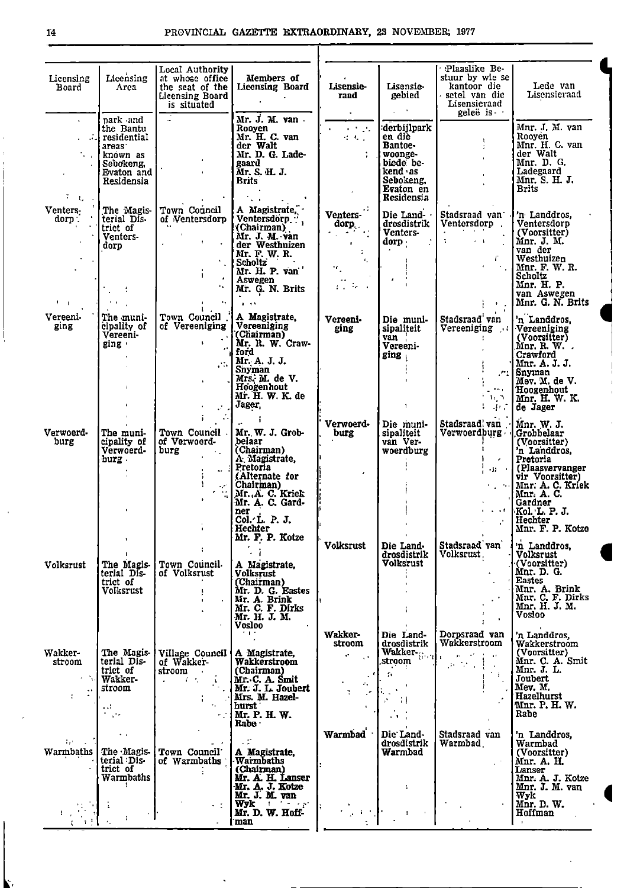| Licensing Board | Licensing Area | Local Authority at whose office the seat of the Licensing Board is situated | Members of Licensing Board | Lisensie-raad | Lisensie-gebied | Plaaslike Bestuur by wie se kantoor die setel van die Lisensieraad geleë is | Lede van Lisensieraad |
|---|---|---|---|---|---|---|---|
| | park and the Bantu residential areas known as Sebokeng, Evaton and Residensia | | Mr. J. M. van Rooyen<br>Mr. H. C. van der Walt<br>Mr. D. G. Ladegaard<br>Mr. S. H. J. Brits | | derbijlpark en die Bantoe-woongebiede bekend as Sebokeng, Evaton en Residensia | | Mnr. J. M. van Rooyen<br>Mnr. H. C. van der Walt<br>Mnr. D. G. Ladegaard<br>Mnr. S. H. J. Brits |
| Ventersdorp | The Magisterial District of Ventersdorp | Town Council of Ventersdorp | A Magistrate, Ventersdorp (Chairman)<br>Mr. J. M. van der Westhuizen<br>Mr. F. W. R. Scholtz<br>Mr. H. P. van Aswegen<br>Mr. G. N. Brits | Ventersdorp | Die Landdrosdistrik Ventersdorp | Stadsraad van Ventersdorp | 'n Landdros, Ventersdorp (Voorsitter)<br>Mnr. J. M. van der Westhuizen<br>Mnr. F. W. R. Scholtz<br>Mnr. H. P. van Aswegen<br>Mnr. G. N. Brits |
| Vereeniging | The municipality of Vereeniging | Town Council of Vereeniging | A Magistrate, Vereeniging (Chairman)<br>Mr. R. W. Crawford<br>Mr. A. J. J. Snyman<br>Mrs. M. de V. Hoogenhout<br>Mr. H. W. K. de Jager | Vereeniging | Die munisipaliteit van Vereeniging | Stadsraad van Vereeniging | 'n Landdros, Vereeniging (Voorsitter)<br>Mnr. R. W. Crawford<br>Mnr. A. J. J. Snyman<br>Mev. M. de V. Hoogenhout<br>Mnr. H. W. K. de Jager |
| Verwoerdburg | The municipality of Verwoerdburg | Town Council of Verwoerdburg | Mr. W. J. Grobbelaar (Chairman)<br>A Magistrate, Pretoria (Alternate for Chairman)<br>Mr. A. C. Kriek<br>Mr. A. C. Gardner<br>Col. L. P. J. Hechter<br>Mr. F. P. Kotze | Verwoerdburg | Die munisipaliteit van Verwoerdburg | Stadsraad van Verwoerdburg | Mnr. W. J. Grobbelaar (Voorsitter)<br>'n Landdros, Pretoria (Plaasvervanger vir Voorsitter)<br>Mnr. A. C. Kriek<br>Mnr. A. C. Gardner<br>Kol. L. P. J. Hechter<br>Mnr. F. P. Kotze |
| Volksrust | The Magisterial District of Volksrust | Town Council of Volksrust | A Magistrate, Volksrust (Chairman)<br>Mr. D. G. Eastes<br>Mr. A. Brink<br>Mr. C. F. Dirks<br>Mr. H. J. M. Vosloo | Volksrust | Die Landdrosdistrik Volksrust | Stadsraad van Volksrust | 'n Landdros, Volksrust (Voorsitter)<br>Mnr. D. G. Eastes<br>Mnr. A. Brink<br>Mnr. C. F. Dirks<br>Mnr. H. J. M. Vosloo |
| Wakkerstroom | The Magisterial District of Wakkerstroom | Village Council of Wakkerstroom | A Magistrate, Wakkerstroom (Chairman)<br>Mr. C. A. Smit<br>Mr. J. L. Joubert<br>Mrs. M. Hazelhurst<br>Mr. P. H. W. Rabe | Wakkerstroom | Die Landdrosdistrik Wakkerstroom | Dorpsraad van Wakkerstroom | 'n Landdros, Wakkerstroom (Voorsitter)<br>Mnr. C. A. Smit<br>Mnr. J. L. Joubert<br>Mev. M. Hazelhurst<br>Mnr. P. H. W. Rabe |
| Warmbaths | The Magisterial District of Warmbaths | Town Council of Warmbaths | A Magistrate, Warmbaths (Chairman)<br>Mr. A. H. Lanser<br>Mr. A. J. Kotze<br>Mr. J. M. van Wyk<br>Mr. D. W. Hoffman | Warmbad | Die Landdrosdistrik Warmbad | Stadsraad van Warmbad | 'n Landdros, Warmbad (Voorsitter)<br>Mnr. A. H. Lanser<br>Mnr. A. J. Kotze<br>Mnr. J. M. van Wyk<br>Mnr. D. W. Hoffman |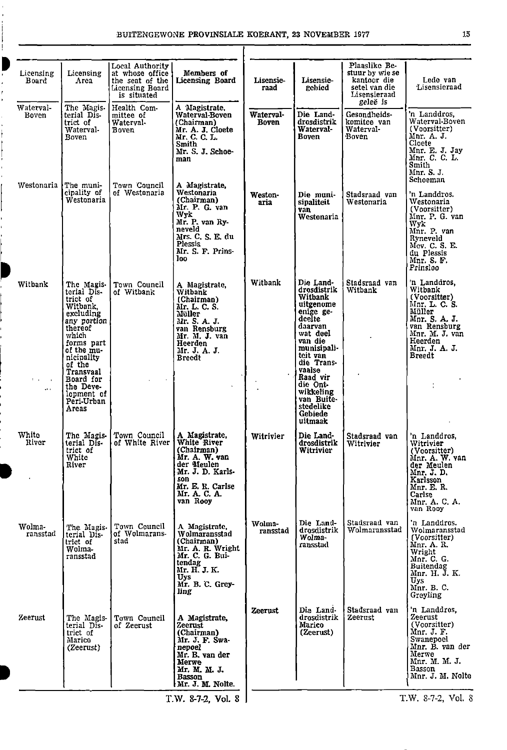| Licensing Board | Licensing Area | Local Authority at whose office the seat of the Licensing Board is situated | Members of Licensing Board |
|---|---|---|---|
| Waterval-Boven | The Magisterial District of Waterval-Boven | Health Committee of Waterval-Boven | A Magistrate, Waterval-Boven (Chairman) Mr. A. J. Cloete Mr. C. C. L. Smith Mr. S. J. Schoeman |
| Westonaria | The municipality of Westonaria | Town Council of Westonaria | A Magistrate, Westonaria (Chairman) Mr. P. G. van Wyk Mr. P. van Ryneveld Mrs. C. S. E. du Plessis Mr. S. F. Prinsloo |
| Witbank | The Magisterial District of Witbank, excluding any portion thereof which forms part of the municipality of the Transvaal Board for the Development of Peri-Urban Areas | Town Council of Witbank | A Magistrate, Witbank (Chairman) Mr. L. C. S. Müller Mr. S. A. J. van Rensburg Mr. M. J. van Heerden Mr. J. A. J. Breedt |
| White River | The Magisterial District of White River | Town Council of White River | A Magistrate, White River (Chairman) Mr. A. W. van der Meulen Mr. J. D. Karlsson Mr. E. R. Carlse Mr. A. C. A. van Rooy |
| Wolmaransstad | The Magisterial District of Wolmaransstad | Town Council of Wolmaransstad | A Magistrate, Wolmaransstad (Chairman) Mr. A. R. Wright Mr. C. G. Buitendag Mr. H. J. K. Uys Mr. B. C. Greyling |
| Zeerust | The Magisterial District of Marico (Zeerust) | Town Council of Zeerust | A Magistrate, Zeerust (Chairman) Mr. J. F. Swanepoel Mr. B. van der Merwe Mr. M. M. J. Basson Mr. J. M. Nolte. |

T.W. 8-7-2, Vol. 8

| Lisensieraad | Lisensiegebied | Plaaslike Bestuur by wie se kantoor die setel van die Lisensieraad geleë is | Lede van Lisensieraad |
|---|---|---|---|
| Waterval-Boven | Die Landdrosdistrik Waterval-Boven | Gesondheidskomitee van Waterval-Boven | 'n Landdros, Waterval-Boven (Voorsitter) Mnr. A. J. Cloete Mnr. E. J. Jay Mnr. C. C. L. Smith Mnr. S. J. Schoeman |
| Westonaria | Die munisipaliteit van Westonaria | Stadsraad van Westonaria | 'n Landdros, Westonaria (Voorsitter) Mnr. P. G. van Wyk Mnr. P. van Ryneveld Mev. C. S. E. du Plessis Mnr. S. F. Prinsloo |
| Witbank | Die Landdrosdistrik Witbank uitgenome enige gedeelte daarvan wat deel van die munisipaliteit van die Transvaalse Raad vir die Ontwikkeling van Buitestedelike Gebiede uitmaak | Stadsraad van Witbank | 'n Landdros, Witbank (Voorsitter) Mnr. L. C. S. Müller Mnr. S. A. J. van Rensburg Mnr. M. J. van Heerden Mnr. J. A. J. Breedt |
| Witrivier | Die Landdrosdistrik Witrivier | Stadsraad van Witrivier | 'n Landdros, Witrivier (Voorsitter) Mnr. A. W. van der Meulen Mnr. J. D. Karlsson Mnr. E. R. Carlse Mnr. A. C. A. van Rooy |
| Wolmaransstad | Die Landdrosdistrik Wolmaransstad | Stadsraad van Wolmaransstad | 'n Landdros, Wolmaransstad (Voorsitter) Mnr. A. R. Wright Mnr. C. G. Buitendag Mnr. H. J. K. Uys Mnr. B. C. Greyling |
| Zeerust | Die Landdrosdistrik Marico (Zeerust) | Stadsraad van Zeerust | 'n Landdros, Zeerust (Voorsitter) Mnr. J. F. Swanepoel Mnr. B. van der Merwe Mnr. M. M. J. Basson Mnr. J. M. Nolte |

T.W. 8-7-2, Vol. 8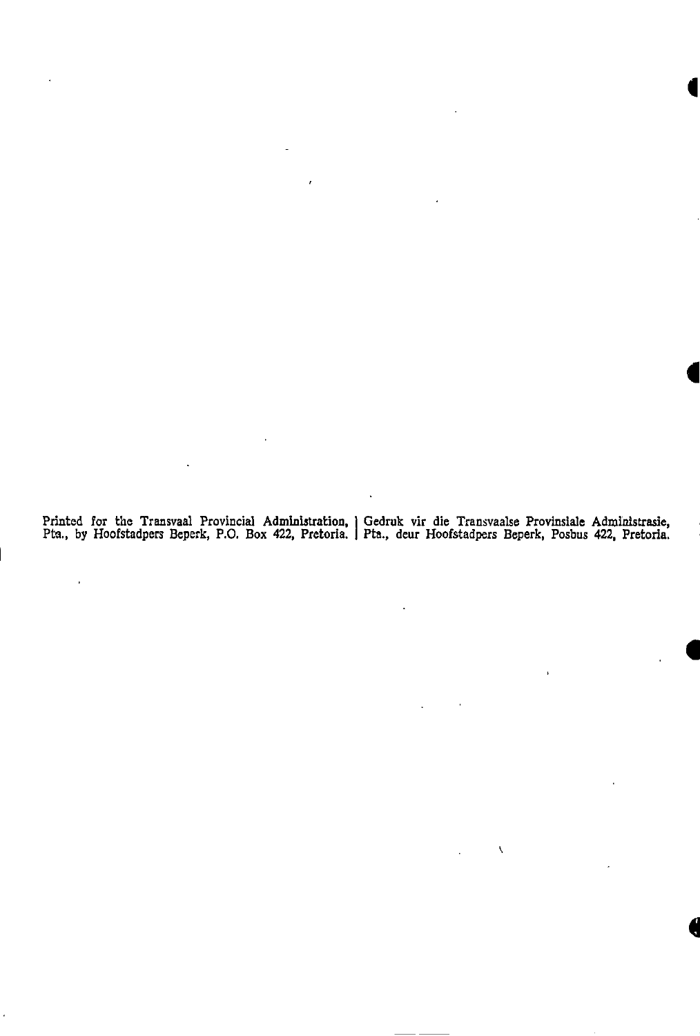Printed for the Transvaal Provincial Administration, Pta., by Hoofstadpers Beperk, P.O. Box 422, Pretoria.

Gedruk vir die Transvaalse Provinsiale Administrasie, Pta., deur Hoofstadpers Beperk, Posbus 422, Pretoria.